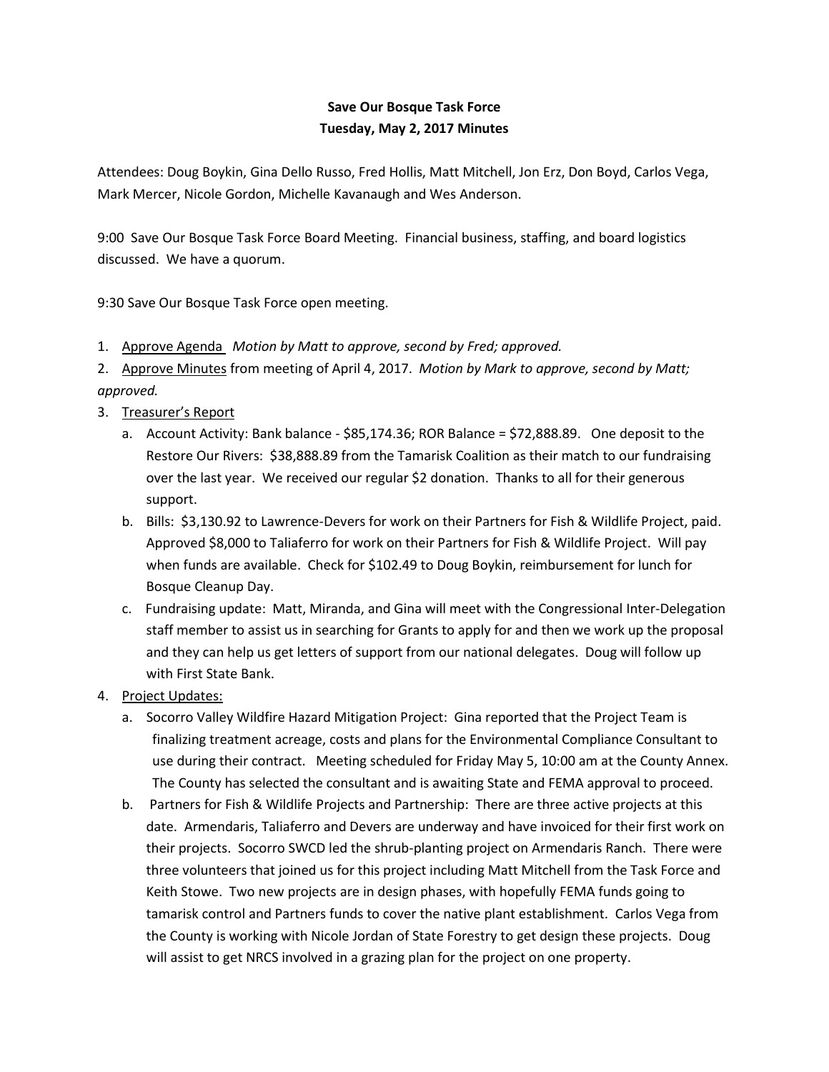**Save Our Bosque Task Force**
**Tuesday, May 2, 2017 Minutes**

Attendees: Doug Boykin, Gina Dello Russo, Fred Hollis, Matt Mitchell, Jon Erz, Don Boyd, Carlos Vega, Mark Mercer, Nicole Gordon, Michelle Kavanaugh and Wes Anderson.

9:00 Save Our Bosque Task Force Board Meeting. Financial business, staffing, and board logistics discussed. We have a quorum.

9:30 Save Our Bosque Task Force open meeting.

1. <u>Approve Agenda</u> *Motion by Matt to approve, second by Fred; approved.*
2. <u>Approve Minutes</u> from meeting of April 4, 2017. *Motion by Mark to approve, second by Matt; approved.*
3. <u>Treasurer's Report</u>
   a. Account Activity: Bank balance - $85,174.36; ROR Balance = $72,888.89. One deposit to the Restore Our Rivers: $38,888.89 from the Tamarisk Coalition as their match to our fundraising over the last year. We received our regular $2 donation. Thanks to all for their generous support.
   b. Bills: $3,130.92 to Lawrence-Devers for work on their Partners for Fish & Wildlife Project, paid. Approved $8,000 to Taliaferro for work on their Partners for Fish & Wildlife Project. Will pay when funds are available. Check for $102.49 to Doug Boykin, reimbursement for lunch for Bosque Cleanup Day.
   c. Fundraising update: Matt, Miranda, and Gina will meet with the Congressional Inter-Delegation staff member to assist us in searching for Grants to apply for and then we work up the proposal and they can help us get letters of support from our national delegates. Doug will follow up with First State Bank.
4. <u>Project Updates:</u>
   a. Socorro Valley Wildfire Hazard Mitigation Project: Gina reported that the Project Team is finalizing treatment acreage, costs and plans for the Environmental Compliance Consultant to use during their contract. Meeting scheduled for Friday May 5, 10:00 am at the County Annex. The County has selected the consultant and is awaiting State and FEMA approval to proceed.
   b. Partners for Fish & Wildlife Projects and Partnership: There are three active projects at this date. Armendaris, Taliaferro and Devers are underway and have invoiced for their first work on their projects. Socorro SWCD led the shrub-planting project on Armendaris Ranch. There were three volunteers that joined us for this project including Matt Mitchell from the Task Force and Keith Stowe. Two new projects are in design phases, with hopefully FEMA funds going to tamarisk control and Partners funds to cover the native plant establishment. Carlos Vega from the County is working with Nicole Jordan of State Forestry to get design these projects. Doug will assist to get NRCS involved in a grazing plan for the project on one property.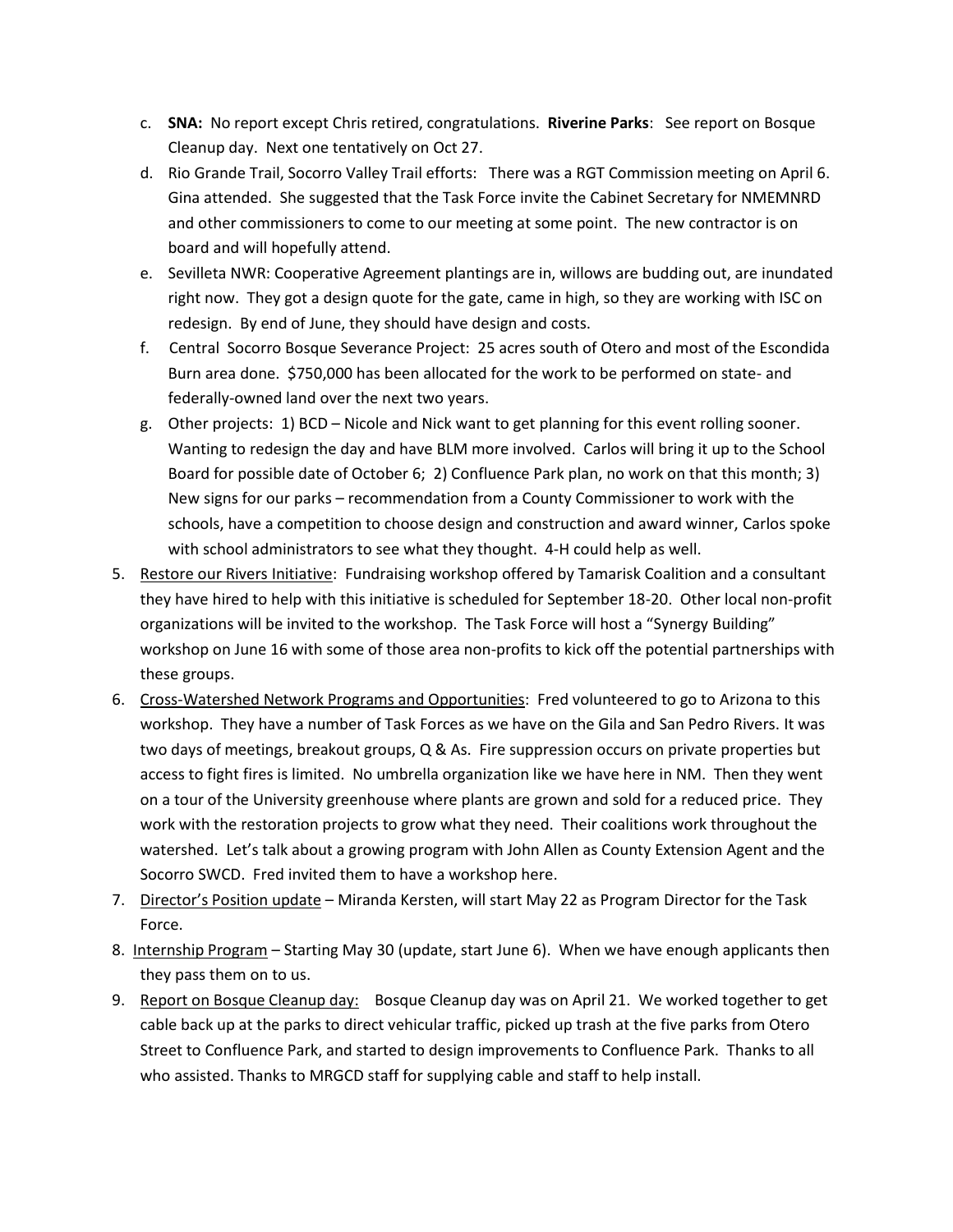c. **SNA:** No report except Chris retired, congratulations. **Riverine Parks**: See report on Bosque Cleanup day. Next one tentatively on Oct 27.

d. Rio Grande Trail, Socorro Valley Trail efforts: There was a RGT Commission meeting on April 6. Gina attended. She suggested that the Task Force invite the Cabinet Secretary for NMEMNRD and other commissioners to come to our meeting at some point. The new contractor is on board and will hopefully attend.

e. Sevilleta NWR: Cooperative Agreement plantings are in, willows are budding out, are inundated right now. They got a design quote for the gate, came in high, so they are working with ISC on redesign. By end of June, they should have design and costs.

f. Central Socorro Bosque Severance Project: 25 acres south of Otero and most of the Escondida Burn area done. $750,000 has been allocated for the work to be performed on state- and federally-owned land over the next two years.

g. Other projects: 1) BCD – Nicole and Nick want to get planning for this event rolling sooner. Wanting to redesign the day and have BLM more involved. Carlos will bring it up to the School Board for possible date of October 6; 2) Confluence Park plan, no work on that this month; 3) New signs for our parks – recommendation from a County Commissioner to work with the schools, have a competition to choose design and construction and award winner, Carlos spoke with school administrators to see what they thought. 4-H could help as well.

5. <u>Restore our Rivers Initiative</u>: Fundraising workshop offered by Tamarisk Coalition and a consultant they have hired to help with this initiative is scheduled for September 18-20. Other local non-profit organizations will be invited to the workshop. The Task Force will host a "Synergy Building" workshop on June 16 with some of those area non-profits to kick off the potential partnerships with these groups.

6. <u>Cross-Watershed Network Programs and Opportunities</u>: Fred volunteered to go to Arizona to this workshop. They have a number of Task Forces as we have on the Gila and San Pedro Rivers. It was two days of meetings, breakout groups, Q & As. Fire suppression occurs on private properties but access to fight fires is limited. No umbrella organization like we have here in NM. Then they went on a tour of the University greenhouse where plants are grown and sold for a reduced price. They work with the restoration projects to grow what they need. Their coalitions work throughout the watershed. Let's talk about a growing program with John Allen as County Extension Agent and the Socorro SWCD. Fred invited them to have a workshop here.

7. <u>Director's Position update</u> – Miranda Kersten, will start May 22 as Program Director for the Task Force.

8. <u>Internship Program</u> – Starting May 30 (update, start June 6). When we have enough applicants then they pass them on to us.

9. <u>Report on Bosque Cleanup day:</u> Bosque Cleanup day was on April 21. We worked together to get cable back up at the parks to direct vehicular traffic, picked up trash at the five parks from Otero Street to Confluence Park, and started to design improvements to Confluence Park. Thanks to all who assisted. Thanks to MRGCD staff for supplying cable and staff to help install.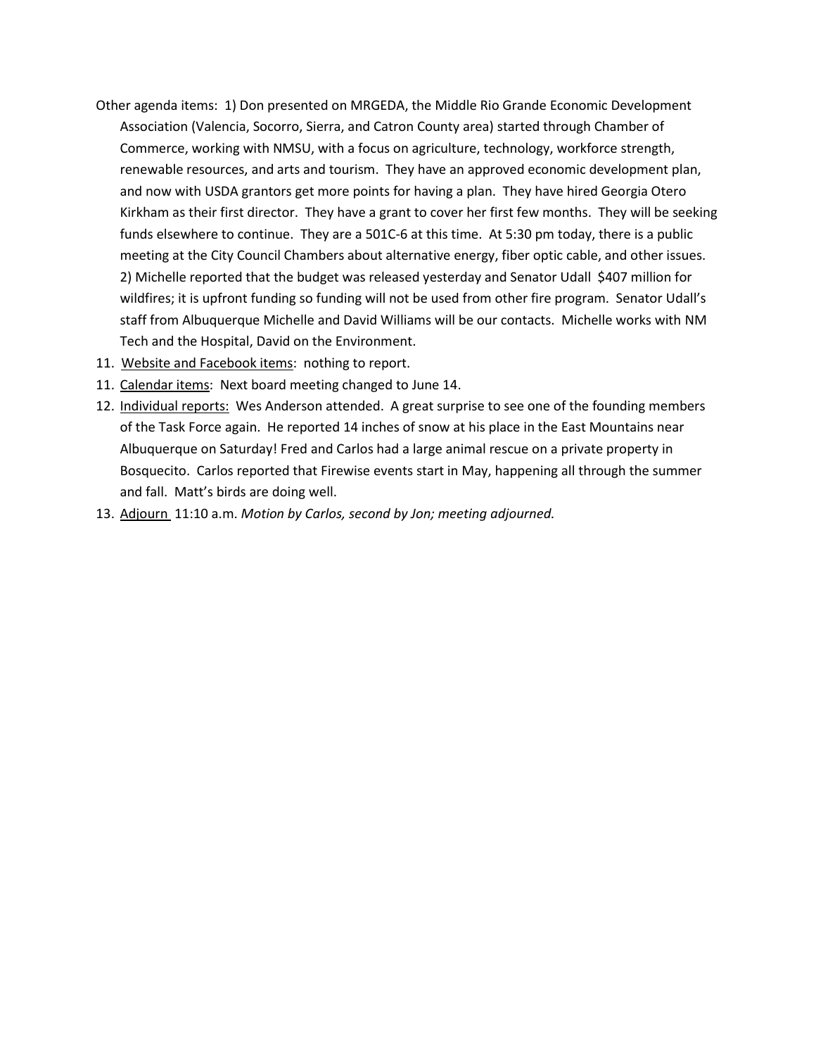Other agenda items: 1) Don presented on MRGEDA, the Middle Rio Grande Economic Development Association (Valencia, Socorro, Sierra, and Catron County area) started through Chamber of Commerce, working with NMSU, with a focus on agriculture, technology, workforce strength, renewable resources, and arts and tourism. They have an approved economic development plan, and now with USDA grantors get more points for having a plan. They have hired Georgia Otero Kirkham as their first director. They have a grant to cover her first few months. They will be seeking funds elsewhere to continue. They are a 501C-6 at this time. At 5:30 pm today, there is a public meeting at the City Council Chambers about alternative energy, fiber optic cable, and other issues. 2) Michelle reported that the budget was released yesterday and Senator Udall $407 million for wildfires; it is upfront funding so funding will not be used from other fire program. Senator Udall's staff from Albuquerque Michelle and David Williams will be our contacts. Michelle works with NM Tech and the Hospital, David on the Environment.

11. <u>Website and Facebook items</u>: nothing to report.
11. <u>Calendar items</u>: Next board meeting changed to June 14.
12. <u>Individual reports:</u> Wes Anderson attended. A great surprise to see one of the founding members of the Task Force again. He reported 14 inches of snow at his place in the East Mountains near Albuquerque on Saturday! Fred and Carlos had a large animal rescue on a private property in Bosquecito. Carlos reported that Firewise events start in May, happening all through the summer and fall. Matt's birds are doing well.
13. <u>Adjourn</u> 11:10 a.m. *Motion by Carlos, second by Jon; meeting adjourned.*